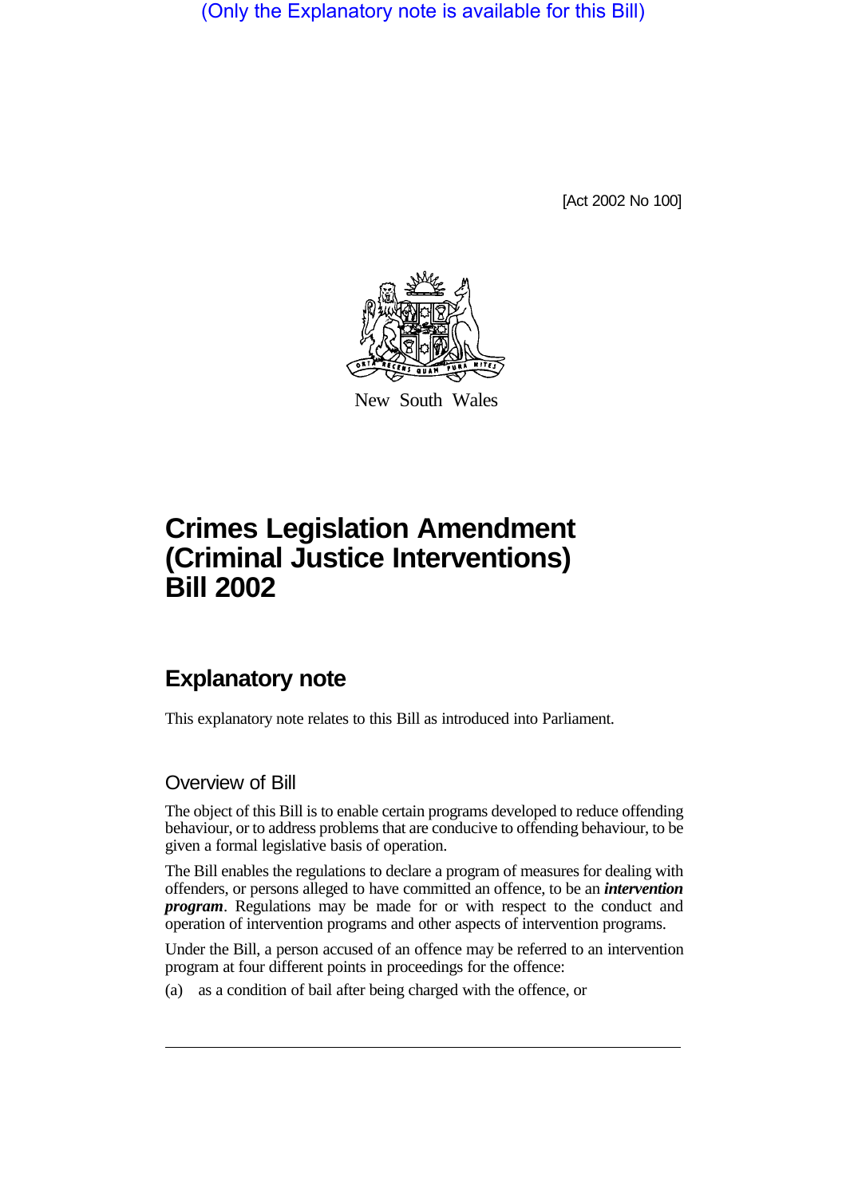(Only the Explanatory note is available for this Bill)

[Act 2002 No 100]

New South Wales

# Crimes Legislation Amendment (Criminal Justice Interventions) Bill 2002

## Explanatory note

This explanatory note relates to this Bill as introduced into Parliament.

### Overview of Bill

The object of this Bill is to enable certain programs developed to reduce offending behaviour, or to address problems that are conducive to offending behaviour, to be given a formal legislative basis of operation.

The Bill enables the regulations to declare a program of measures for dealing with offenders, or persons alleged to have committed an offence, to be an ***intervention program***. Regulations may be made for or with respect to the conduct and operation of intervention programs and other aspects of intervention programs.

Under the Bill, a person accused of an offence may be referred to an intervention program at four different points in proceedings for the offence:

(a) as a condition of bail after being charged with the offence, or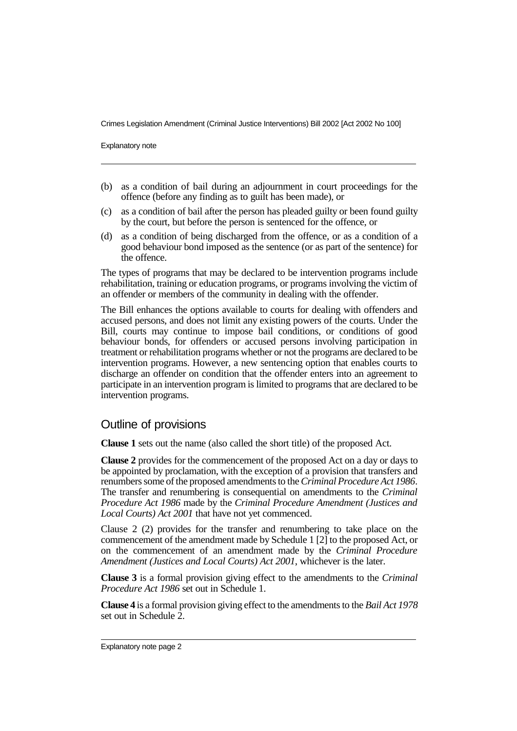(b) as a condition of bail during an adjournment in court proceedings for the offence (before any finding as to guilt has been made), or

(c) as a condition of bail after the person has pleaded guilty or been found guilty by the court, but before the person is sentenced for the offence, or

(d) as a condition of being discharged from the offence, or as a condition of a good behaviour bond imposed as the sentence (or as part of the sentence) for the offence.

The types of programs that may be declared to be intervention programs include rehabilitation, training or education programs, or programs involving the victim of an offender or members of the community in dealing with the offender.

The Bill enhances the options available to courts for dealing with offenders and accused persons, and does not limit any existing powers of the courts. Under the Bill, courts may continue to impose bail conditions, or conditions of good behaviour bonds, for offenders or accused persons involving participation in treatment or rehabilitation programs whether or not the programs are declared to be intervention programs. However, a new sentencing option that enables courts to discharge an offender on condition that the offender enters into an agreement to participate in an intervention program is limited to programs that are declared to be intervention programs.

## Outline of provisions

**Clause 1** sets out the name (also called the short title) of the proposed Act.

**Clause 2** provides for the commencement of the proposed Act on a day or days to be appointed by proclamation, with the exception of a provision that transfers and renumbers some of the proposed amendments to the *Criminal Procedure Act 1986*. The transfer and renumbering is consequential on amendments to the *Criminal Procedure Act 1986* made by the *Criminal Procedure Amendment (Justices and Local Courts) Act 2001* that have not yet commenced.

Clause 2 (2) provides for the transfer and renumbering to take place on the commencement of the amendment made by Schedule 1 [2] to the proposed Act, or on the commencement of an amendment made by the *Criminal Procedure Amendment (Justices and Local Courts) Act 2001*, whichever is the later.

**Clause 3** is a formal provision giving effect to the amendments to the *Criminal Procedure Act 1986* set out in Schedule 1.

**Clause 4** is a formal provision giving effect to the amendments to the *Bail Act 1978* set out in Schedule 2.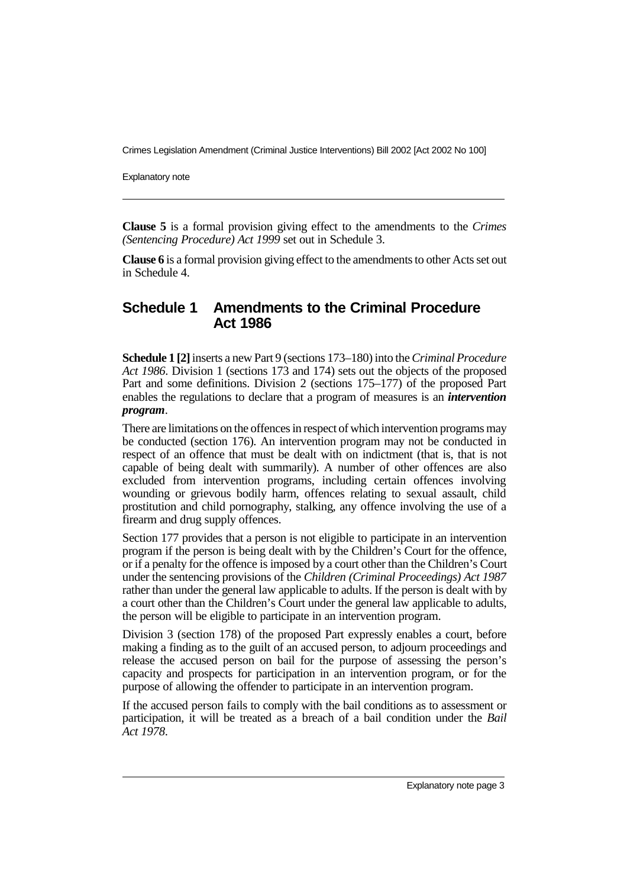**Clause 5** is a formal provision giving effect to the amendments to the *Crimes (Sentencing Procedure) Act 1999* set out in Schedule 3.

**Clause 6** is a formal provision giving effect to the amendments to other Acts set out in Schedule 4.

## Schedule 1 Amendments to the Criminal Procedure Act 1986

**Schedule 1 [2]** inserts a new Part 9 (sections 173–180) into the *Criminal Procedure Act 1986*. Division 1 (sections 173 and 174) sets out the objects of the proposed Part and some definitions. Division 2 (sections 175–177) of the proposed Part enables the regulations to declare that a program of measures is an ***intervention program***.

There are limitations on the offences in respect of which intervention programs may be conducted (section 176). An intervention program may not be conducted in respect of an offence that must be dealt with on indictment (that is, that is not capable of being dealt with summarily). A number of other offences are also excluded from intervention programs, including certain offences involving wounding or grievous bodily harm, offences relating to sexual assault, child prostitution and child pornography, stalking, any offence involving the use of a firearm and drug supply offences.

Section 177 provides that a person is not eligible to participate in an intervention program if the person is being dealt with by the Children's Court for the offence, or if a penalty for the offence is imposed by a court other than the Children's Court under the sentencing provisions of the *Children (Criminal Proceedings) Act 1987* rather than under the general law applicable to adults. If the person is dealt with by a court other than the Children's Court under the general law applicable to adults, the person will be eligible to participate in an intervention program.

Division 3 (section 178) of the proposed Part expressly enables a court, before making a finding as to the guilt of an accused person, to adjourn proceedings and release the accused person on bail for the purpose of assessing the person's capacity and prospects for participation in an intervention program, or for the purpose of allowing the offender to participate in an intervention program.

If the accused person fails to comply with the bail conditions as to assessment or participation, it will be treated as a breach of a bail condition under the *Bail Act 1978*.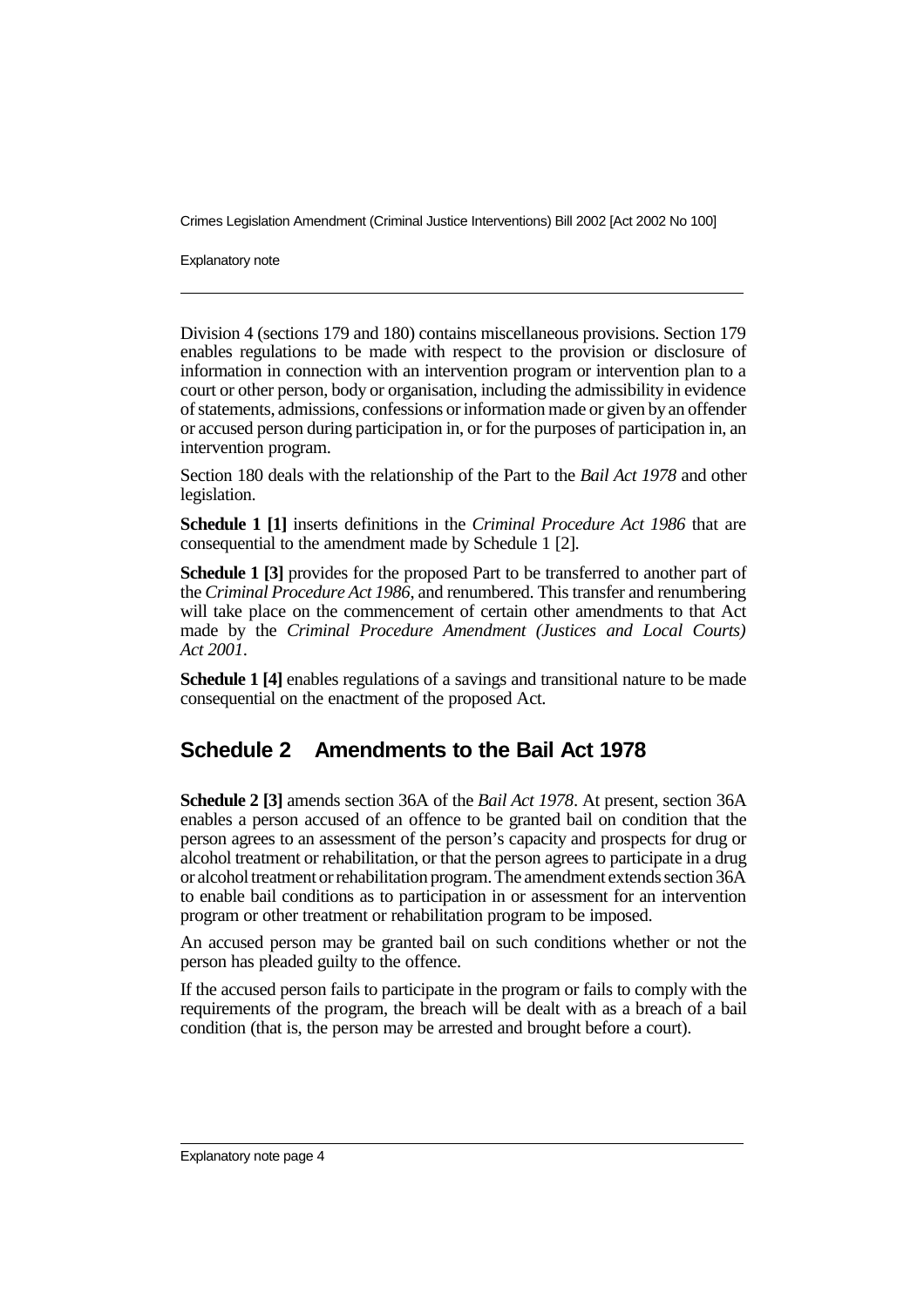Division 4 (sections 179 and 180) contains miscellaneous provisions. Section 179 enables regulations to be made with respect to the provision or disclosure of information in connection with an intervention program or intervention plan to a court or other person, body or organisation, including the admissibility in evidence of statements, admissions, confessions or information made or given by an offender or accused person during participation in, or for the purposes of participation in, an intervention program.

Section 180 deals with the relationship of the Part to the *Bail Act 1978* and other legislation.

**Schedule 1 [1]** inserts definitions in the *Criminal Procedure Act 1986* that are consequential to the amendment made by Schedule 1 [2].

**Schedule 1 [3]** provides for the proposed Part to be transferred to another part of the *Criminal Procedure Act 1986*, and renumbered. This transfer and renumbering will take place on the commencement of certain other amendments to that Act made by the *Criminal Procedure Amendment (Justices and Local Courts) Act 2001*.

**Schedule 1 [4]** enables regulations of a savings and transitional nature to be made consequential on the enactment of the proposed Act.

## Schedule 2 Amendments to the Bail Act 1978

**Schedule 2 [3]** amends section 36A of the *Bail Act 1978*. At present, section 36A enables a person accused of an offence to be granted bail on condition that the person agrees to an assessment of the person's capacity and prospects for drug or alcohol treatment or rehabilitation, or that the person agrees to participate in a drug or alcohol treatment or rehabilitation program. The amendment extends section 36A to enable bail conditions as to participation in or assessment for an intervention program or other treatment or rehabilitation program to be imposed.

An accused person may be granted bail on such conditions whether or not the person has pleaded guilty to the offence.

If the accused person fails to participate in the program or fails to comply with the requirements of the program, the breach will be dealt with as a breach of a bail condition (that is, the person may be arrested and brought before a court).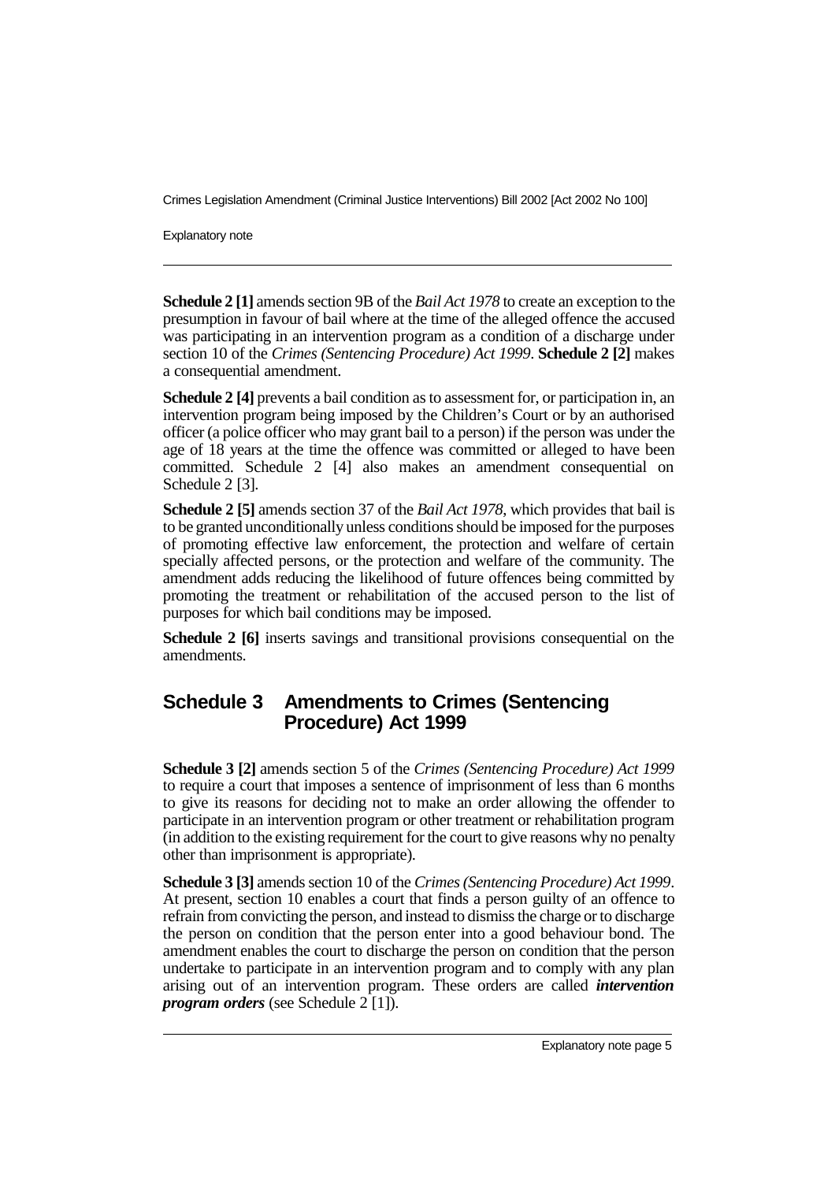**Schedule 2 [1]** amends section 9B of the *Bail Act 1978* to create an exception to the presumption in favour of bail where at the time of the alleged offence the accused was participating in an intervention program as a condition of a discharge under section 10 of the *Crimes (Sentencing Procedure) Act 1999*. **Schedule 2 [2]** makes a consequential amendment.

**Schedule 2 [4]** prevents a bail condition as to assessment for, or participation in, an intervention program being imposed by the Children's Court or by an authorised officer (a police officer who may grant bail to a person) if the person was under the age of 18 years at the time the offence was committed or alleged to have been committed. Schedule 2 [4] also makes an amendment consequential on Schedule 2 [3].

**Schedule 2 [5]** amends section 37 of the *Bail Act 1978*, which provides that bail is to be granted unconditionally unless conditions should be imposed for the purposes of promoting effective law enforcement, the protection and welfare of certain specially affected persons, or the protection and welfare of the community. The amendment adds reducing the likelihood of future offences being committed by promoting the treatment or rehabilitation of the accused person to the list of purposes for which bail conditions may be imposed.

**Schedule 2 [6]** inserts savings and transitional provisions consequential on the amendments.

## Schedule 3 Amendments to Crimes (Sentencing Procedure) Act 1999

**Schedule 3 [2]** amends section 5 of the *Crimes (Sentencing Procedure) Act 1999* to require a court that imposes a sentence of imprisonment of less than 6 months to give its reasons for deciding not to make an order allowing the offender to participate in an intervention program or other treatment or rehabilitation program (in addition to the existing requirement for the court to give reasons why no penalty other than imprisonment is appropriate).

**Schedule 3 [3]** amends section 10 of the *Crimes (Sentencing Procedure) Act 1999*. At present, section 10 enables a court that finds a person guilty of an offence to refrain from convicting the person, and instead to dismiss the charge or to discharge the person on condition that the person enter into a good behaviour bond. The amendment enables the court to discharge the person on condition that the person undertake to participate in an intervention program and to comply with any plan arising out of an intervention program. These orders are called ***intervention program orders*** (see Schedule 2 [1]).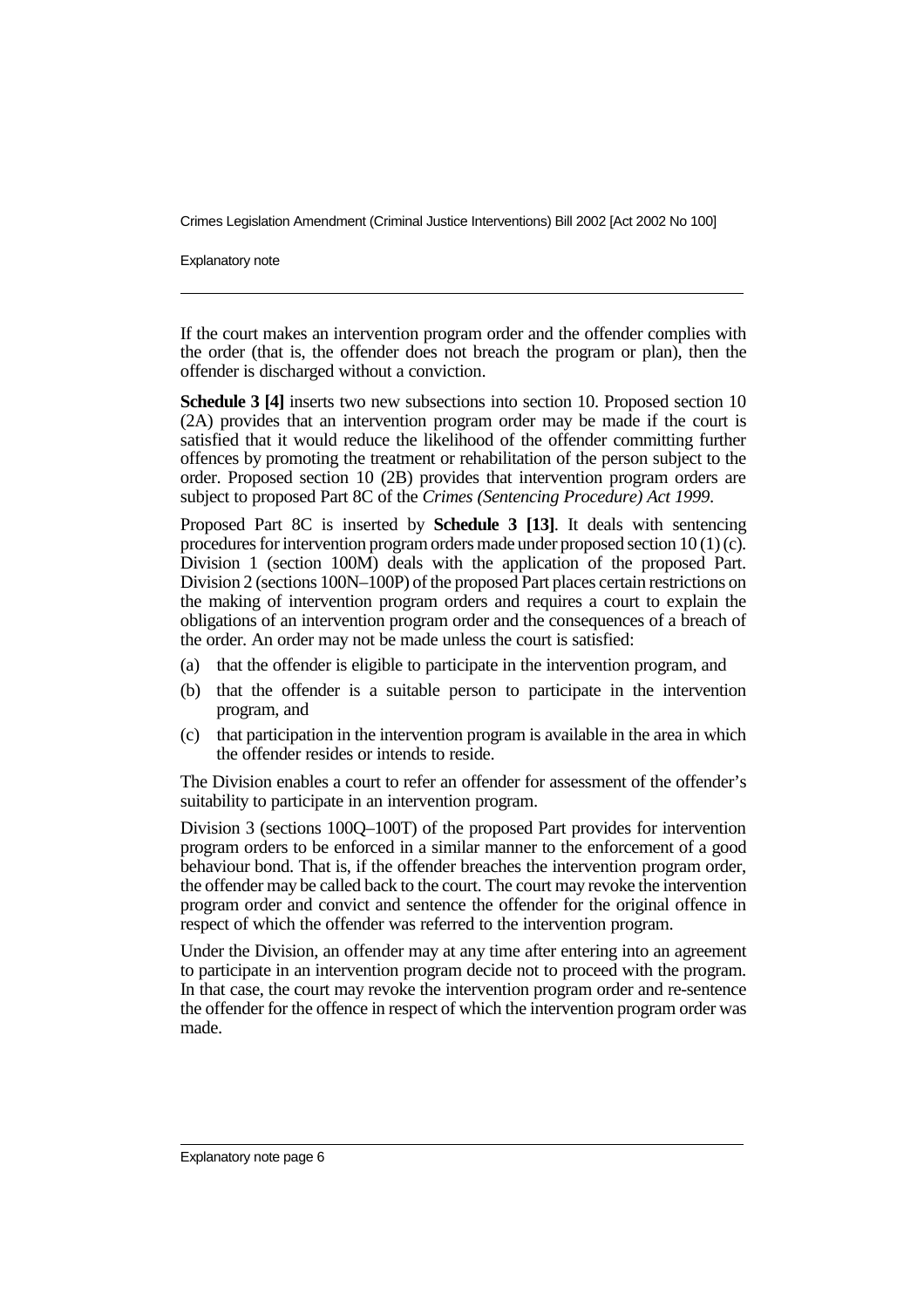If the court makes an intervention program order and the offender complies with the order (that is, the offender does not breach the program or plan), then the offender is discharged without a conviction.

**Schedule 3 [4]** inserts two new subsections into section 10. Proposed section 10 (2A) provides that an intervention program order may be made if the court is satisfied that it would reduce the likelihood of the offender committing further offences by promoting the treatment or rehabilitation of the person subject to the order. Proposed section 10 (2B) provides that intervention program orders are subject to proposed Part 8C of the *Crimes (Sentencing Procedure) Act 1999*.

Proposed Part 8C is inserted by **Schedule 3 [13]**. It deals with sentencing procedures for intervention program orders made under proposed section 10 (1) (c). Division 1 (section 100M) deals with the application of the proposed Part. Division 2 (sections 100N–100P) of the proposed Part places certain restrictions on the making of intervention program orders and requires a court to explain the obligations of an intervention program order and the consequences of a breach of the order. An order may not be made unless the court is satisfied:

(a) that the offender is eligible to participate in the intervention program, and

(b) that the offender is a suitable person to participate in the intervention program, and

(c) that participation in the intervention program is available in the area in which the offender resides or intends to reside.

The Division enables a court to refer an offender for assessment of the offender's suitability to participate in an intervention program.

Division 3 (sections 100Q–100T) of the proposed Part provides for intervention program orders to be enforced in a similar manner to the enforcement of a good behaviour bond. That is, if the offender breaches the intervention program order, the offender may be called back to the court. The court may revoke the intervention program order and convict and sentence the offender for the original offence in respect of which the offender was referred to the intervention program.

Under the Division, an offender may at any time after entering into an agreement to participate in an intervention program decide not to proceed with the program. In that case, the court may revoke the intervention program order and re-sentence the offender for the offence in respect of which the intervention program order was made.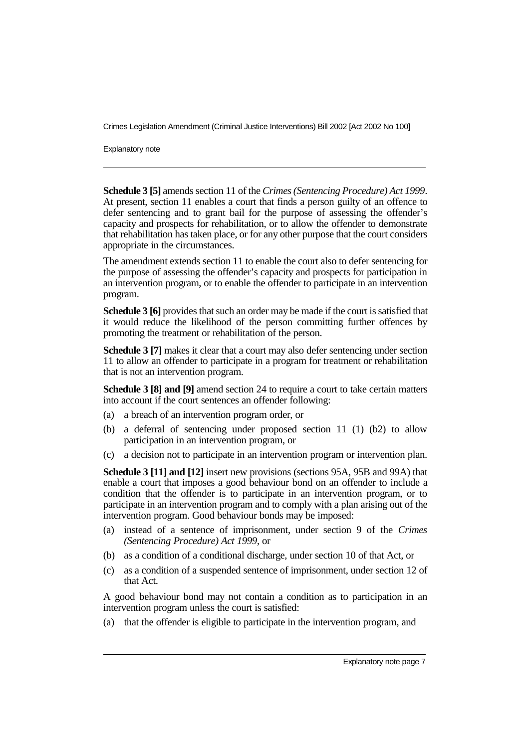**Schedule 3 [5]** amends section 11 of the *Crimes (Sentencing Procedure) Act 1999*. At present, section 11 enables a court that finds a person guilty of an offence to defer sentencing and to grant bail for the purpose of assessing the offender's capacity and prospects for rehabilitation, or to allow the offender to demonstrate that rehabilitation has taken place, or for any other purpose that the court considers appropriate in the circumstances.

The amendment extends section 11 to enable the court also to defer sentencing for the purpose of assessing the offender's capacity and prospects for participation in an intervention program, or to enable the offender to participate in an intervention program.

**Schedule 3 [6]** provides that such an order may be made if the court is satisfied that it would reduce the likelihood of the person committing further offences by promoting the treatment or rehabilitation of the person.

**Schedule 3 [7]** makes it clear that a court may also defer sentencing under section 11 to allow an offender to participate in a program for treatment or rehabilitation that is not an intervention program.

**Schedule 3 [8] and [9]** amend section 24 to require a court to take certain matters into account if the court sentences an offender following:

(a) a breach of an intervention program order, or

(b) a deferral of sentencing under proposed section 11 (1) (b2) to allow participation in an intervention program, or

(c) a decision not to participate in an intervention program or intervention plan.

**Schedule 3 [11] and [12]** insert new provisions (sections 95A, 95B and 99A) that enable a court that imposes a good behaviour bond on an offender to include a condition that the offender is to participate in an intervention program, or to participate in an intervention program and to comply with a plan arising out of the intervention program. Good behaviour bonds may be imposed:

(a) instead of a sentence of imprisonment, under section 9 of the *Crimes (Sentencing Procedure) Act 1999*, or

(b) as a condition of a conditional discharge, under section 10 of that Act, or

(c) as a condition of a suspended sentence of imprisonment, under section 12 of that Act.

A good behaviour bond may not contain a condition as to participation in an intervention program unless the court is satisfied:

(a) that the offender is eligible to participate in the intervention program, and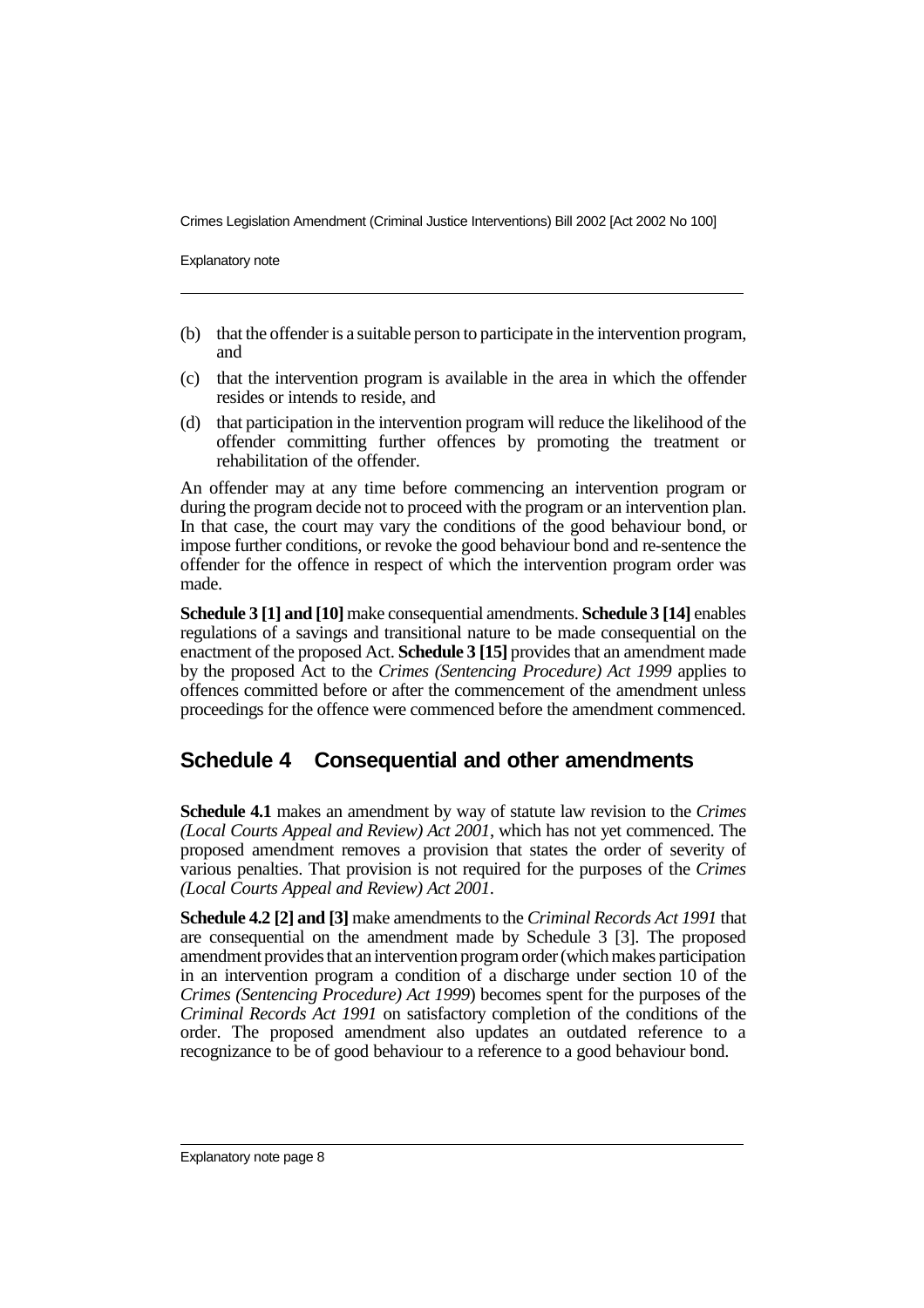(b) that the offender is a suitable person to participate in the intervention program, and

(c) that the intervention program is available in the area in which the offender resides or intends to reside, and

(d) that participation in the intervention program will reduce the likelihood of the offender committing further offences by promoting the treatment or rehabilitation of the offender.

An offender may at any time before commencing an intervention program or during the program decide not to proceed with the program or an intervention plan. In that case, the court may vary the conditions of the good behaviour bond, or impose further conditions, or revoke the good behaviour bond and re-sentence the offender for the offence in respect of which the intervention program order was made.

**Schedule 3 [1] and [10]** make consequential amendments. **Schedule 3 [14]** enables regulations of a savings and transitional nature to be made consequential on the enactment of the proposed Act. **Schedule 3 [15]** provides that an amendment made by the proposed Act to the *Crimes (Sentencing Procedure) Act 1999* applies to offences committed before or after the commencement of the amendment unless proceedings for the offence were commenced before the amendment commenced.

## Schedule 4 Consequential and other amendments

**Schedule 4.1** makes an amendment by way of statute law revision to the *Crimes (Local Courts Appeal and Review) Act 2001*, which has not yet commenced. The proposed amendment removes a provision that states the order of severity of various penalties. That provision is not required for the purposes of the *Crimes (Local Courts Appeal and Review) Act 2001*.

**Schedule 4.2 [2] and [3]** make amendments to the *Criminal Records Act 1991* that are consequential on the amendment made by Schedule 3 [3]. The proposed amendment provides that an intervention program order (which makes participation in an intervention program a condition of a discharge under section 10 of the *Crimes (Sentencing Procedure) Act 1999*) becomes spent for the purposes of the *Criminal Records Act 1991* on satisfactory completion of the conditions of the order. The proposed amendment also updates an outdated reference to a recognizance to be of good behaviour to a reference to a good behaviour bond.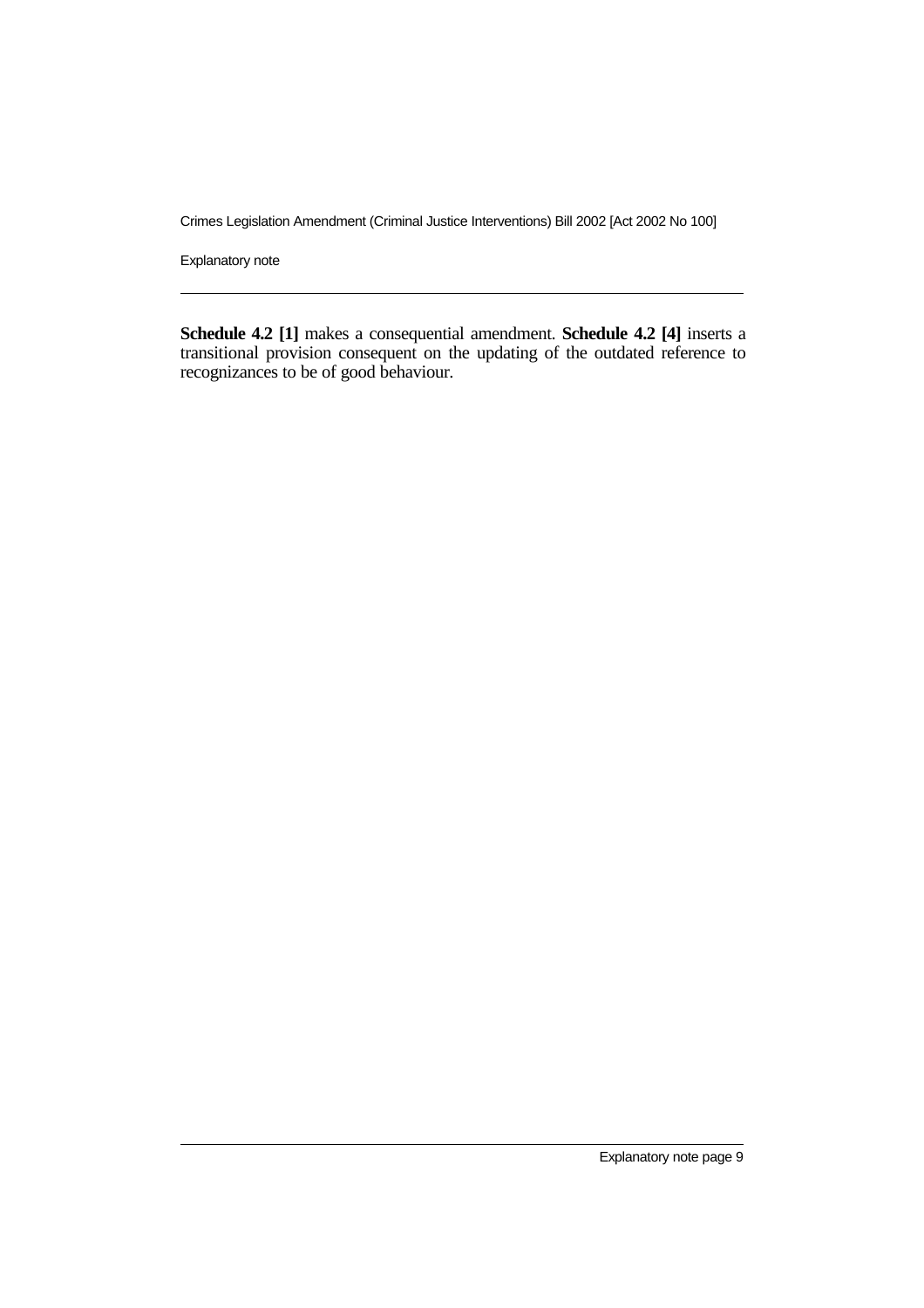**Schedule 4.2 [1]** makes a consequential amendment. **Schedule 4.2 [4]** inserts a transitional provision consequent on the updating of the outdated reference to recognizances to be of good behaviour.